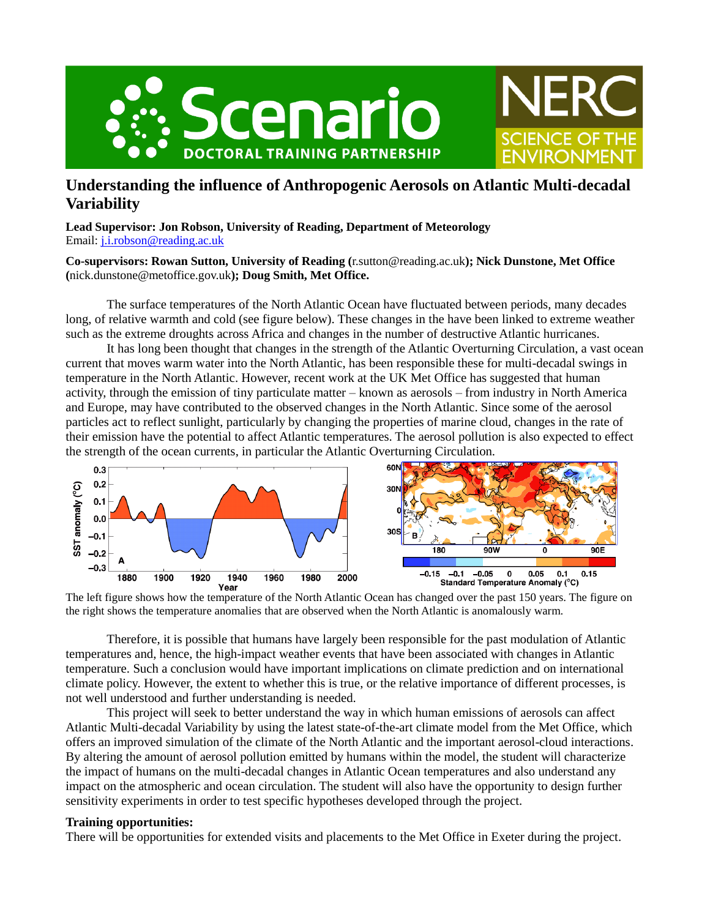# Understanding the influence of Anthropogenic Aerosols on Atlantic Multi-decadal Variability

**Lead Supervisor: Jon Robson, University of Reading, Department of Meteorology**
Email: [j.i.robson@reading.ac.uk](mailto:j.i.robson@reading.ac.uk)

**Co-supervisors: Rowan Sutton, University of Reading (**r.sutton@reading.ac.uk**); Nick Dunstone, Met Office (**nick.dunstone@metoffice.gov.uk**); Doug Smith, Met Office.**

The surface temperatures of the North Atlantic Ocean have fluctuated between periods, many decades long, of relative warmth and cold (see figure below). These changes in the have been linked to extreme weather such as the extreme droughts across Africa and changes in the number of destructive Atlantic hurricanes.

It has long been thought that changes in the strength of the Atlantic Overturning Circulation, a vast ocean current that moves warm water into the North Atlantic, has been responsible these for multi-decadal swings in temperature in the North Atlantic. However, recent work at the UK Met Office has suggested that human activity, through the emission of tiny particulate matter – known as aerosols – from industry in North America and Europe, may have contributed to the observed changes in the North Atlantic. Since some of the aerosol particles act to reflect sunlight, particularly by changing the properties of marine cloud, changes in the rate of their emission have the potential to affect Atlantic temperatures. The aerosol pollution is also expected to effect the strength of the ocean currents, in particular the Atlantic Overturning Circulation.

The left figure shows how the temperature of the North Atlantic Ocean has changed over the past 150 years. The figure on the right shows the temperature anomalies that are observed when the North Atlantic is anomalously warm.

Therefore, it is possible that humans have largely been responsible for the past modulation of Atlantic temperatures and, hence, the high-impact weather events that have been associated with changes in Atlantic temperature. Such a conclusion would have important implications on climate prediction and on international climate policy. However, the extent to whether this is true, or the relative importance of different processes, is not well understood and further understanding is needed.

This project will seek to better understand the way in which human emissions of aerosols can affect Atlantic Multi-decadal Variability by using the latest state-of-the-art climate model from the Met Office, which offers an improved simulation of the climate of the North Atlantic and the important aerosol-cloud interactions. By altering the amount of aerosol pollution emitted by humans within the model, the student will characterize the impact of humans on the multi-decadal changes in Atlantic Ocean temperatures and also understand any impact on the atmospheric and ocean circulation. The student will also have the opportunity to design further sensitivity experiments in order to test specific hypotheses developed through the project.

**Training opportunities:**
There will be opportunities for extended visits and placements to the Met Office in Exeter during the project.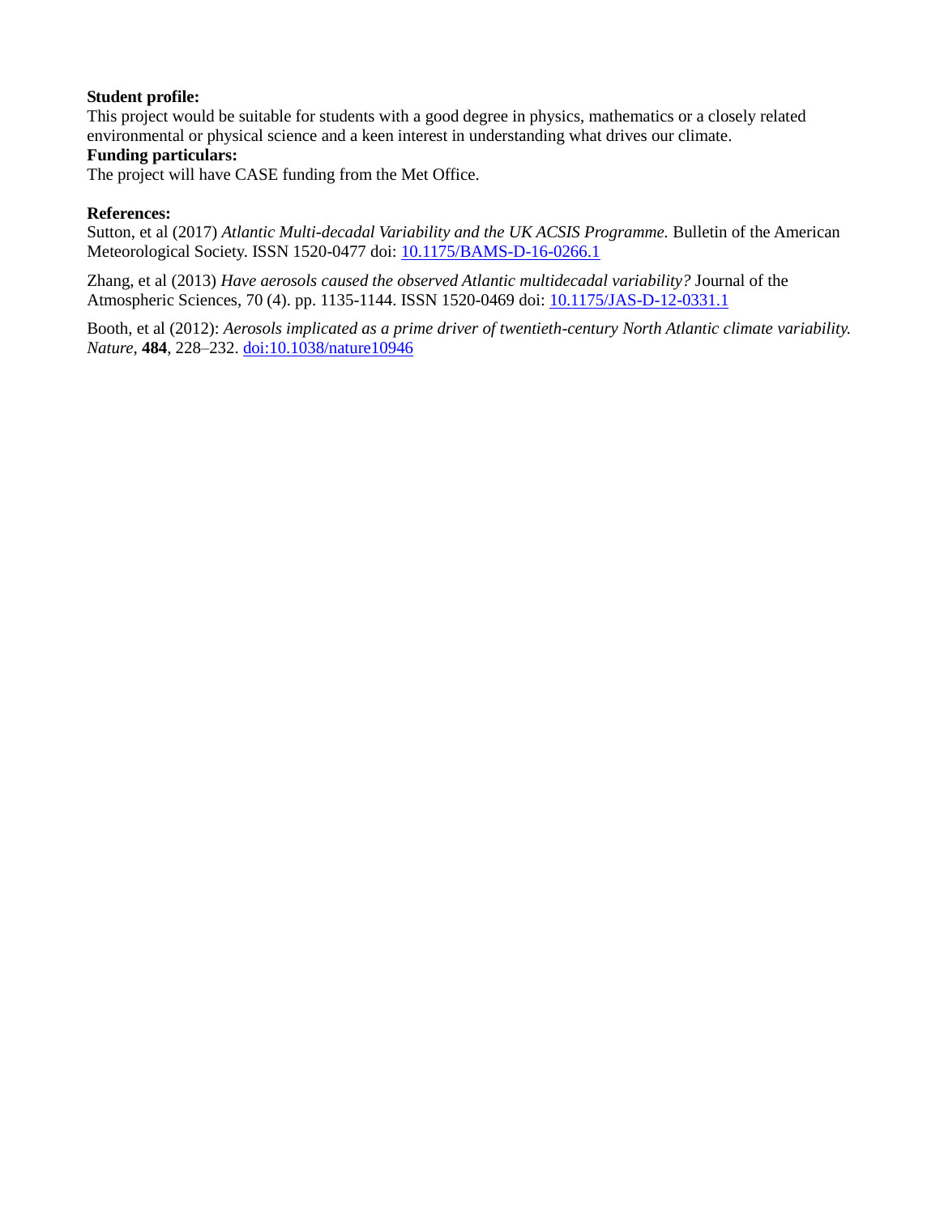**Student profile:**
This project would be suitable for students with a good degree in physics, mathematics or a closely related environmental or physical science and a keen interest in understanding what drives our climate.

**Funding particulars:**
The project will have CASE funding from the Met Office.

**References:**

Sutton, et al (2017) *Atlantic Multi-decadal Variability and the UK ACSIS Programme.* Bulletin of the American Meteorological Society. ISSN 1520-0477 doi: [10.1175/BAMS-D-16-0266.1](https://doi.org/10.1175/BAMS-D-16-0266.1)

Zhang, et al (2013) *Have aerosols caused the observed Atlantic multidecadal variability?* Journal of the Atmospheric Sciences, 70 (4). pp. 1135-1144. ISSN 1520-0469 doi: [10.1175/JAS-D-12-0331.1](https://doi.org/10.1175/JAS-D-12-0331.1)

Booth, et al (2012): *Aerosols implicated as a prime driver of twentieth-century North Atlantic climate variability. Nature*, **484**, 228–232. [doi:10.1038/nature10946](https://doi.org/10.1038/nature10946)